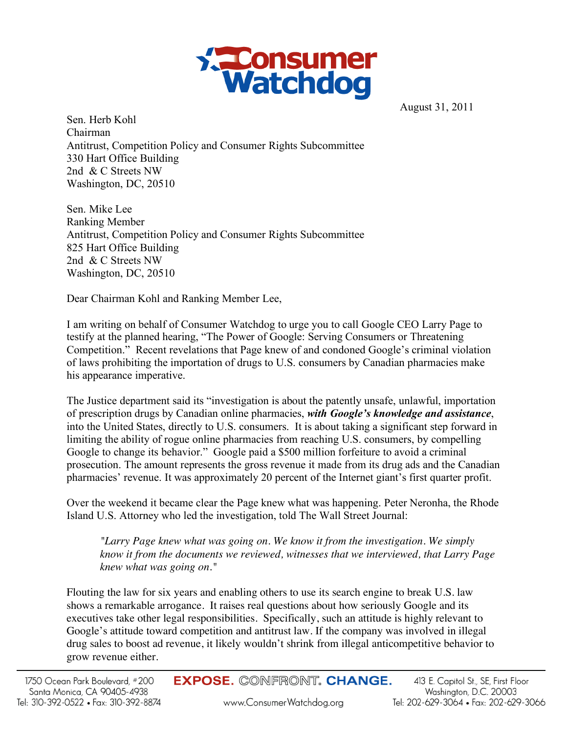# Consumer Watchdog

August 31, 2011

Sen. Herb Kohl
Chairman
Antitrust, Competition Policy and Consumer Rights Subcommittee
330 Hart Office Building
2nd & C Streets NW
Washington, DC, 20510

Sen. Mike Lee
Ranking Member
Antitrust, Competition Policy and Consumer Rights Subcommittee
825 Hart Office Building
2nd & C Streets NW
Washington, DC, 20510

Dear Chairman Kohl and Ranking Member Lee,

I am writing on behalf of Consumer Watchdog to urge you to call Google CEO Larry Page to testify at the planned hearing, "The Power of Google: Serving Consumers or Threatening Competition." Recent revelations that Page knew of and condoned Google's criminal violation of laws prohibiting the importation of drugs to U.S. consumers by Canadian pharmacies make his appearance imperative.

The Justice department said its "investigation is about the patently unsafe, unlawful, importation of prescription drugs by Canadian online pharmacies, ***with Google's knowledge and assistance***, into the United States, directly to U.S. consumers. It is about taking a significant step forward in limiting the ability of rogue online pharmacies from reaching U.S. consumers, by compelling Google to change its behavior." Google paid a $500 million forfeiture to avoid a criminal prosecution. The amount represents the gross revenue it made from its drug ads and the Canadian pharmacies' revenue. It was approximately 20 percent of the Internet giant's first quarter profit.

Over the weekend it became clear the Page knew what was happening. Peter Neronha, the Rhode Island U.S. Attorney who led the investigation, told The Wall Street Journal:

> *"Larry Page knew what was going on. We know it from the investigation. We simply know it from the documents we reviewed, witnesses that we interviewed, that Larry Page knew what was going on."*

Flouting the law for six years and enabling others to use its search engine to break U.S. law shows a remarkable arrogance. It raises real questions about how seriously Google and its executives take other legal responsibilities. Specifically, such an attitude is highly relevant to Google's attitude toward competition and antitrust law. If the company was involved in illegal drug sales to boost ad revenue, it likely wouldn't shrink from illegal anticompetitive behavior to grow revenue either.

1750 Ocean Park Boulevard, #200 Santa Monica, CA 90405-4938 Tel: 310-392-0522 • Fax: 310-392-8874

**EXPOSE. CONFRONT. CHANGE.**
www.ConsumerWatchdog.org

413 E. Capitol St., SE, First Floor Washington, D.C. 20003 Tel: 202-629-3064 • Fax: 202-629-3066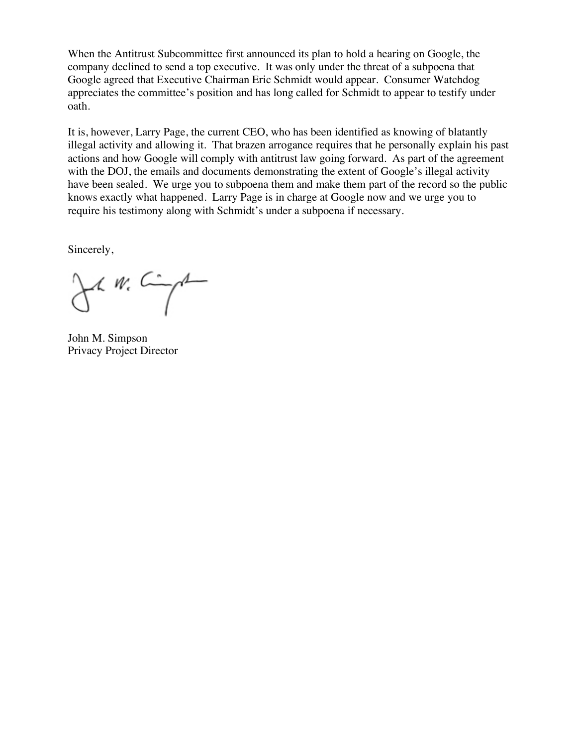When the Antitrust Subcommittee first announced its plan to hold a hearing on Google, the company declined to send a top executive. It was only under the threat of a subpoena that Google agreed that Executive Chairman Eric Schmidt would appear. Consumer Watchdog appreciates the committee's position and has long called for Schmidt to appear to testify under oath.

It is, however, Larry Page, the current CEO, who has been identified as knowing of blatantly illegal activity and allowing it. That brazen arrogance requires that he personally explain his past actions and how Google will comply with antitrust law going forward. As part of the agreement with the DOJ, the emails and documents demonstrating the extent of Google's illegal activity have been sealed. We urge you to subpoena them and make them part of the record so the public knows exactly what happened. Larry Page is in charge at Google now and we urge you to require his testimony along with Schmidt's under a subpoena if necessary.

Sincerely,

John M. Simpson
Privacy Project Director